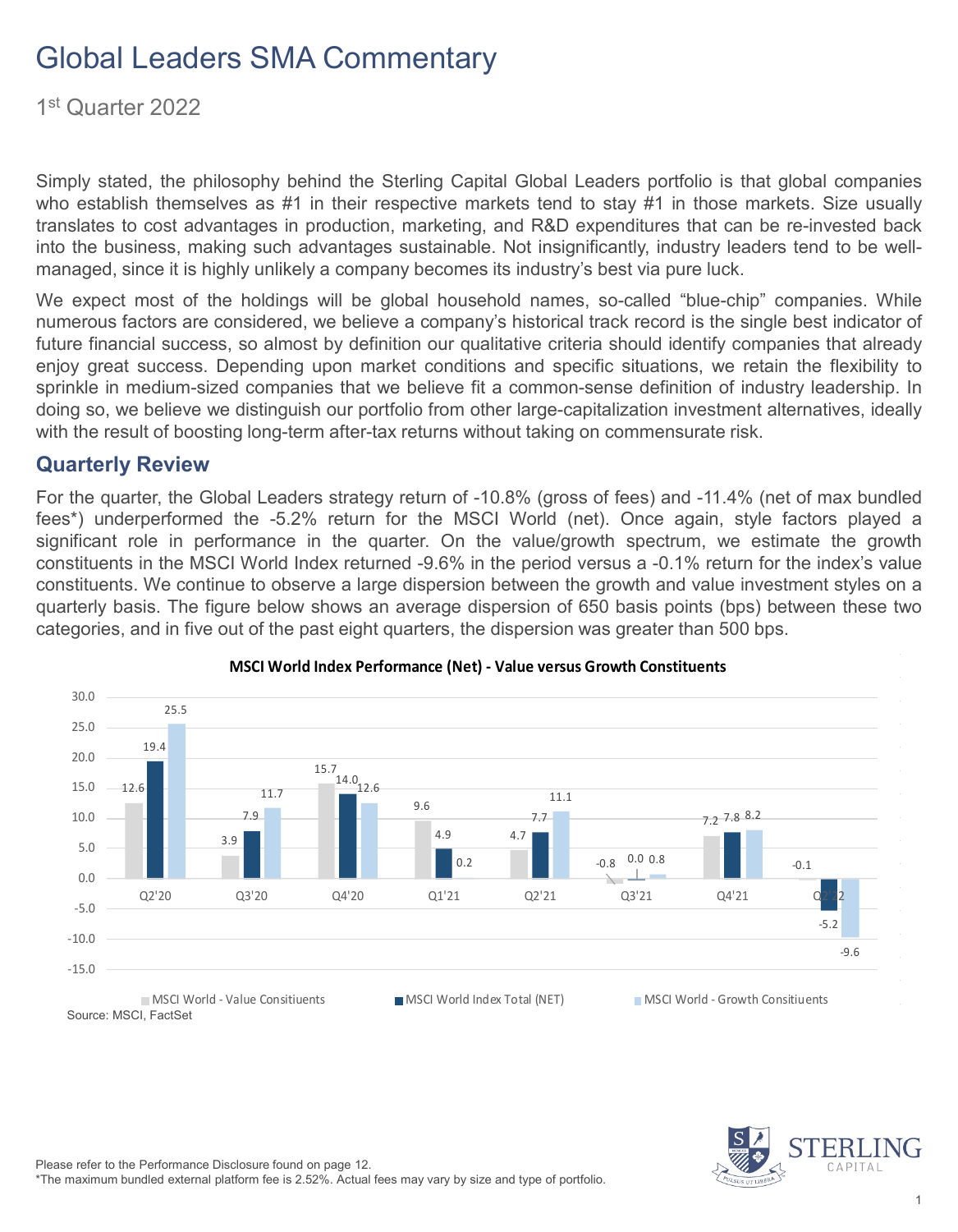# Global Leaders SMA Commentary

1st Quarter 2022

Simply stated, the philosophy behind the Sterling Capital Global Leaders portfolio is that global companies who establish themselves as #1 in their respective markets tend to stay #1 in those markets. Size usually translates to cost advantages in production, marketing, and R&D expenditures that can be re-invested back into the business, making such advantages sustainable. Not insignificantly, industry leaders tend to be well-managed, since it is highly unlikely a company becomes its industry's best via pure luck.

We expect most of the holdings will be global household names, so-called "blue-chip" companies. While numerous factors are considered, we believe a company's historical track record is the single best indicator of future financial success, so almost by definition our qualitative criteria should identify companies that already enjoy great success. Depending upon market conditions and specific situations, we retain the flexibility to sprinkle in medium-sized companies that we believe fit a common-sense definition of industry leadership. In doing so, we believe we distinguish our portfolio from other large-capitalization investment alternatives, ideally with the result of boosting long-term after-tax returns without taking on commensurate risk.

## Quarterly Review

For the quarter, the Global Leaders strategy return of -10.8% (gross of fees) and -11.4% (net of max bundled fees*) underperformed the -5.2% return for the MSCI World (net). Once again, style factors played a significant role in performance in the quarter. On the value/growth spectrum, we estimate the growth constituents in the MSCI World Index returned -9.6% in the period versus a -0.1% return for the index's value constituents. We continue to observe a large dispersion between the growth and value investment styles on a quarterly basis. The figure below shows an average dispersion of 650 basis points (bps) between these two categories, and in five out of the past eight quarters, the dispersion was greater than 500 bps.

**MSCI World Index Performance (Net) - Value versus Growth Constituents**

| | Q2'20 | Q3'20 | Q4'20 | Q1'21 | Q2'21 | Q3'21 | Q4'21 | Q1'22 |
|---|---|---|---|---|---|---|---|---|
| MSCI World - Value Consitiuents | 12.6 | 3.9 | 15.7 | 9.6 | 4.7 | -0.8 | 7.2 | -0.1 |
| MSCI World Index Total (NET) | 19.4 | 7.9 | 14.0 | 4.9 | 7.7 | 0.0 | 7.8 | -5.2 |
| MSCI World - Growth Consitiuents | 25.5 | 11.7 | 12.6 | 0.2 | 11.1 | 0.8 | 8.2 | -9.6 |

Source: MSCI, FactSet

Please refer to the Performance Disclosure found on page 12.

*The maximum bundled external platform fee is 2.52%. Actual fees may vary by size and type of portfolio.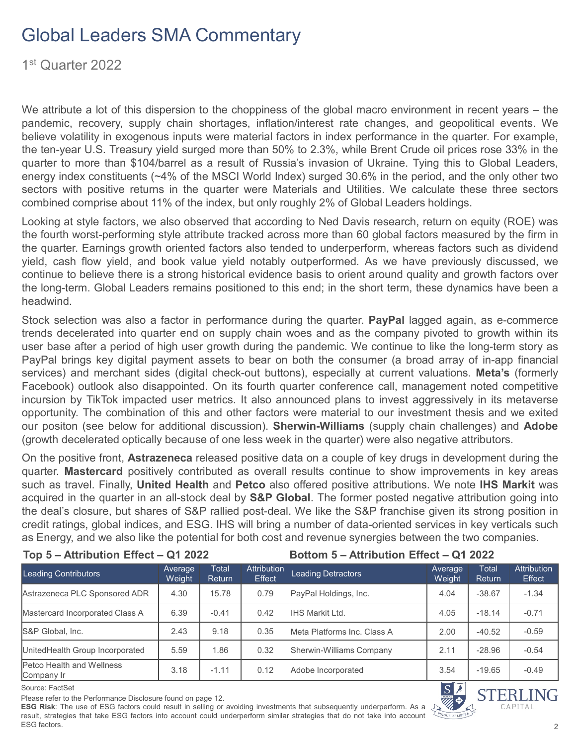# Global Leaders SMA Commentary

1st Quarter 2022

We attribute a lot of this dispersion to the choppiness of the global macro environment in recent years – the pandemic, recovery, supply chain shortages, inflation/interest rate changes, and geopolitical events. We believe volatility in exogenous inputs were material factors in index performance in the quarter. For example, the ten-year U.S. Treasury yield surged more than 50% to 2.3%, while Brent Crude oil prices rose 33% in the quarter to more than $104/barrel as a result of Russia's invasion of Ukraine. Tying this to Global Leaders, energy index constituents (~4% of the MSCI World Index) surged 30.6% in the period, and the only other two sectors with positive returns in the quarter were Materials and Utilities. We calculate these three sectors combined comprise about 11% of the index, but only roughly 2% of Global Leaders holdings.

Looking at style factors, we also observed that according to Ned Davis research, return on equity (ROE) was the fourth worst-performing style attribute tracked across more than 60 global factors measured by the firm in the quarter. Earnings growth oriented factors also tended to underperform, whereas factors such as dividend yield, cash flow yield, and book value yield notably outperformed. As we have previously discussed, we continue to believe there is a strong historical evidence basis to orient around quality and growth factors over the long-term. Global Leaders remains positioned to this end; in the short term, these dynamics have been a headwind.

Stock selection was also a factor in performance during the quarter. **PayPal** lagged again, as e-commerce trends decelerated into quarter end on supply chain woes and as the company pivoted to growth within its user base after a period of high user growth during the pandemic. We continue to like the long-term story as PayPal brings key digital payment assets to bear on both the consumer (a broad array of in-app financial services) and merchant sides (digital check-out buttons), especially at current valuations. **Meta's** (formerly Facebook) outlook also disappointed. On its fourth quarter conference call, management noted competitive incursion by TikTok impacted user metrics. It also announced plans to invest aggressively in its metaverse opportunity. The combination of this and other factors were material to our investment thesis and we exited our positon (see below for additional discussion). **Sherwin-Williams** (supply chain challenges) and **Adobe** (growth decelerated optically because of one less week in the quarter) were also negative attributors.

On the positive front, **Astrazeneca** released positive data on a couple of key drugs in development during the quarter. **Mastercard** positively contributed as overall results continue to show improvements in key areas such as travel. Finally, **United Health** and **Petco** also offered positive attributions. We note **IHS Markit** was acquired in the quarter in an all-stock deal by **S&P Global**. The former posted negative attribution going into the deal's closure, but shares of S&P rallied post-deal. We like the S&P franchise given its strong position in credit ratings, global indices, and ESG. IHS will bring a number of data-oriented services in key verticals such as Energy, and we also like the potential for both cost and revenue synergies between the two companies.

**Top 5 – Attribution Effect – Q1 2022**

| Leading Contributors | Average Weight | Total Return | Attribution Effect |
|---|---|---|---|
| Astrazeneca PLC Sponsored ADR | 4.30 | 15.78 | 0.79 |
| Mastercard Incorporated Class A | 6.39 | -0.41 | 0.42 |
| S&P Global, Inc. | 2.43 | 9.18 | 0.35 |
| UnitedHealth Group Incorporated | 5.59 | 1.86 | 0.32 |
| Petco Health and Wellness Company Ir | 3.18 | -1.11 | 0.12 |

**Bottom 5 – Attribution Effect – Q1 2022**

| Leading Detractors | Average Weight | Total Return | Attribution Effect |
|---|---|---|---|
| PayPal Holdings, Inc. | 4.04 | -38.67 | -1.34 |
| IHS Markit Ltd. | 4.05 | -18.14 | -0.71 |
| Meta Platforms Inc. Class A | 2.00 | -40.52 | -0.59 |
| Sherwin-Williams Company | 2.11 | -28.96 | -0.54 |
| Adobe Incorporated | 3.54 | -19.65 | -0.49 |

Source: FactSet

Please refer to the Performance Disclosure found on page 12.

**ESG Risk**: The use of ESG factors could result in selling or avoiding investments that subsequently underperform. As a result, strategies that take ESG factors into account could underperform similar strategies that do not take into account ESG factors.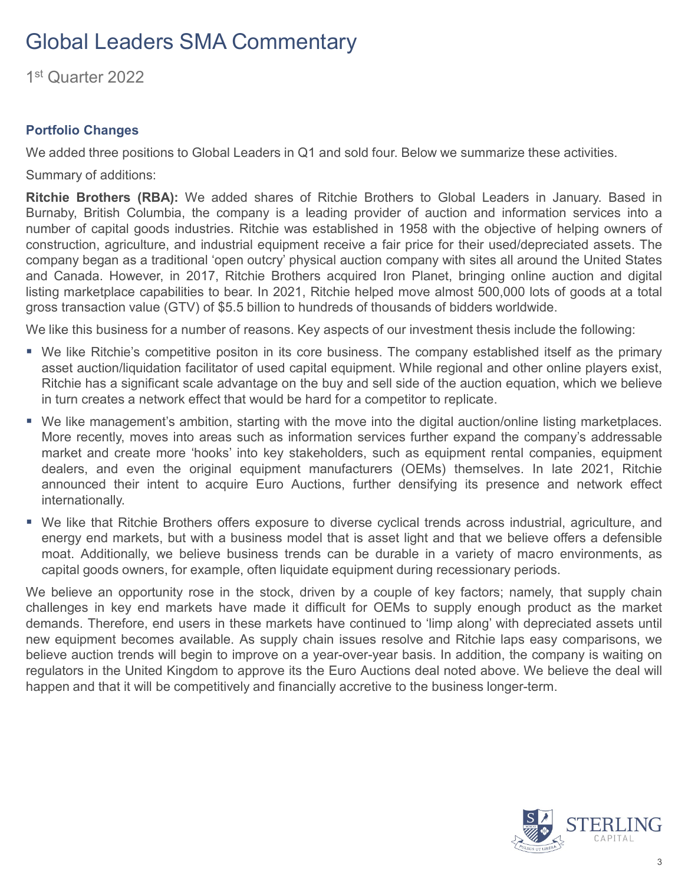# Global Leaders SMA Commentary

1st Quarter 2022

### Portfolio Changes

We added three positions to Global Leaders in Q1 and sold four. Below we summarize these activities.

Summary of additions:

**Ritchie Brothers (RBA):** We added shares of Ritchie Brothers to Global Leaders in January. Based in Burnaby, British Columbia, the company is a leading provider of auction and information services into a number of capital goods industries. Ritchie was established in 1958 with the objective of helping owners of construction, agriculture, and industrial equipment receive a fair price for their used/depreciated assets. The company began as a traditional 'open outcry' physical auction company with sites all around the United States and Canada. However, in 2017, Ritchie Brothers acquired Iron Planet, bringing online auction and digital listing marketplace capabilities to bear. In 2021, Ritchie helped move almost 500,000 lots of goods at a total gross transaction value (GTV) of $5.5 billion to hundreds of thousands of bidders worldwide.

We like this business for a number of reasons. Key aspects of our investment thesis include the following:

- We like Ritchie's competitive positon in its core business. The company established itself as the primary asset auction/liquidation facilitator of used capital equipment. While regional and other online players exist, Ritchie has a significant scale advantage on the buy and sell side of the auction equation, which we believe in turn creates a network effect that would be hard for a competitor to replicate.
- We like management's ambition, starting with the move into the digital auction/online listing marketplaces. More recently, moves into areas such as information services further expand the company's addressable market and create more 'hooks' into key stakeholders, such as equipment rental companies, equipment dealers, and even the original equipment manufacturers (OEMs) themselves. In late 2021, Ritchie announced their intent to acquire Euro Auctions, further densifying its presence and network effect internationally.
- We like that Ritchie Brothers offers exposure to diverse cyclical trends across industrial, agriculture, and energy end markets, but with a business model that is asset light and that we believe offers a defensible moat. Additionally, we believe business trends can be durable in a variety of macro environments, as capital goods owners, for example, often liquidate equipment during recessionary periods.

We believe an opportunity rose in the stock, driven by a couple of key factors; namely, that supply chain challenges in key end markets have made it difficult for OEMs to supply enough product as the market demands. Therefore, end users in these markets have continued to 'limp along' with depreciated assets until new equipment becomes available. As supply chain issues resolve and Ritchie laps easy comparisons, we believe auction trends will begin to improve on a year-over-year basis. In addition, the company is waiting on regulators in the United Kingdom to approve its the Euro Auctions deal noted above. We believe the deal will happen and that it will be competitively and financially accretive to the business longer-term.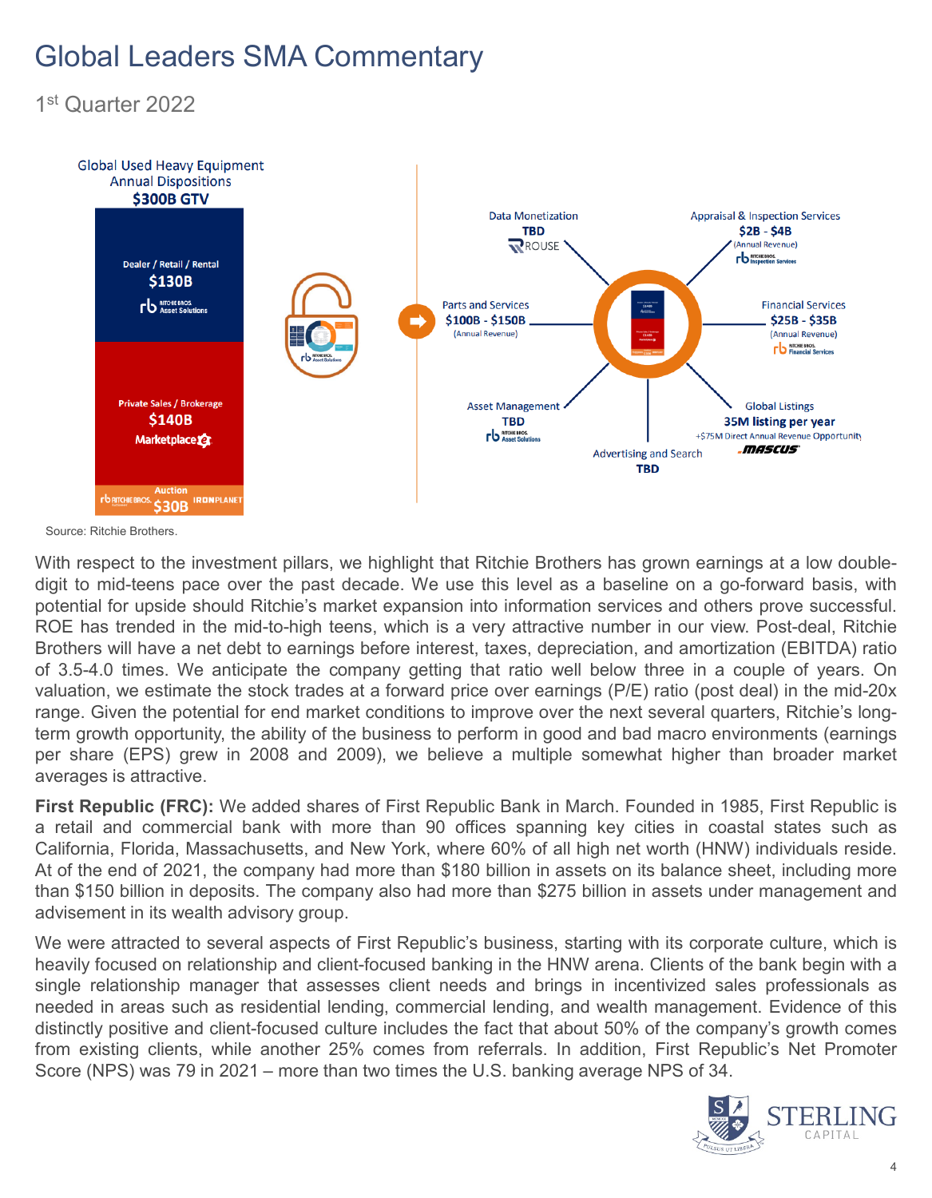# Global Leaders SMA Commentary

1st Quarter 2022

Global Used Heavy Equipment Annual Dispositions
$300B GTV

Dealer / Retail / Rental
$130B
Ritchie Bros. Asset Solutions

Private Sales / Brokerage
$140B
Marketplace E

Auction
$30B
Ritchie Bros. IronPlanet

Data Monetization
TBD
Rouse

Appraisal & Inspection Services
$2B - $4B
(Annual Revenue)
Ritchie Bros. Inspection Services

Parts and Services
$100B - $150B
(Annual Revenue)

Financial Services
$25B - $35B
(Annual Revenue)
Ritchie Bros. Financial Services

Asset Management
TBD
Ritchie Bros. Asset Solutions

Global Listings
35M listing per year
+$75M Direct Annual Revenue Opportunity
Mascus

Advertising and Search
TBD

Source: Ritchie Brothers.

With respect to the investment pillars, we highlight that Ritchie Brothers has grown earnings at a low double-digit to mid-teens pace over the past decade. We use this level as a baseline on a go-forward basis, with potential for upside should Ritchie's market expansion into information services and others prove successful. ROE has trended in the mid-to-high teens, which is a very attractive number in our view. Post-deal, Ritchie Brothers will have a net debt to earnings before interest, taxes, depreciation, and amortization (EBITDA) ratio of 3.5-4.0 times. We anticipate the company getting that ratio well below three in a couple of years. On valuation, we estimate the stock trades at a forward price over earnings (P/E) ratio (post deal) in the mid-20x range. Given the potential for end market conditions to improve over the next several quarters, Ritchie's long-term growth opportunity, the ability of the business to perform in good and bad macro environments (earnings per share (EPS) grew in 2008 and 2009), we believe a multiple somewhat higher than broader market averages is attractive.

**First Republic (FRC):** We added shares of First Republic Bank in March. Founded in 1985, First Republic is a retail and commercial bank with more than 90 offices spanning key cities in coastal states such as California, Florida, Massachusetts, and New York, where 60% of all high net worth (HNW) individuals reside. At of the end of 2021, the company had more than $180 billion in assets on its balance sheet, including more than $150 billion in deposits. The company also had more than $275 billion in assets under management and advisement in its wealth advisory group.

We were attracted to several aspects of First Republic's business, starting with its corporate culture, which is heavily focused on relationship and client-focused banking in the HNW arena. Clients of the bank begin with a single relationship manager that assesses client needs and brings in incentivized sales professionals as needed in areas such as residential lending, commercial lending, and wealth management. Evidence of this distinctly positive and client-focused culture includes the fact that about 50% of the company's growth comes from existing clients, while another 25% comes from referrals. In addition, First Republic's Net Promoter Score (NPS) was 79 in 2021 – more than two times the U.S. banking average NPS of 34.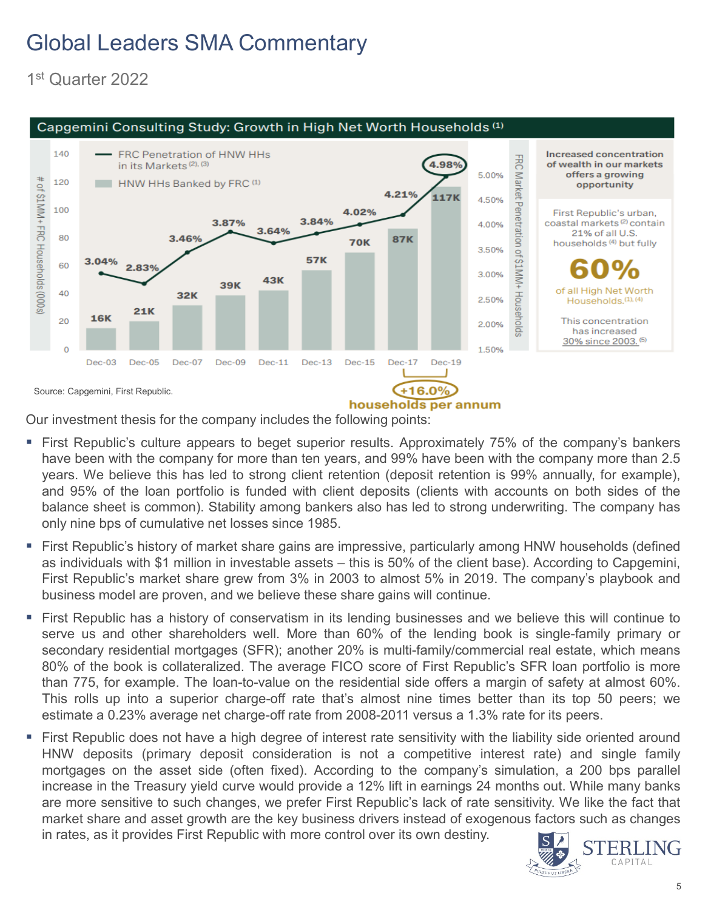# Global Leaders SMA Commentary

1st Quarter 2022

**Capgemini Consulting Study: Growth in High Net Worth Households [1]**

| | Dec-03 | Dec-05 | Dec-07 | Dec-09 | Dec-11 | Dec-13 | Dec-15 | Dec-17 | Dec-19 |
|---|---|---|---|---|---|---|---|---|---|
| HNW HHs Banked by FRC [1] | 16K | 21K | 32K | 39K | 43K | 57K | 70K | 87K | 117K |
| FRC Penetration of HNW HHs in its Markets [2],[3] | 3.04% | 2.83% | 3.46% | 3.87% | 3.64% | 3.84% | 4.02% | 4.21% | 4.98% |

Dec-17 to Dec-19: +16.0% households per annum

Increased concentration of wealth in our markets offers a growing opportunity

First Republic's urban, coastal markets [2] contain 21% of all U.S. households [4] but fully **60%** of all High Net Worth Households.[1],[4]

This concentration has increased 30% since 2003.[5]

Source: Capgemini, First Republic.

Our investment thesis for the company includes the following points:

- First Republic's culture appears to beget superior results. Approximately 75% of the company's bankers have been with the company for more than ten years, and 99% have been with the company more than 2.5 years. We believe this has led to strong client retention (deposit retention is 99% annually, for example), and 95% of the loan portfolio is funded with client deposits (clients with accounts on both sides of the balance sheet is common). Stability among bankers also has led to strong underwriting. The company has only nine bps of cumulative net losses since 1985.
- First Republic's history of market share gains are impressive, particularly among HNW households (defined as individuals with $1 million in investable assets – this is 50% of the client base). According to Capgemini, First Republic's market share grew from 3% in 2003 to almost 5% in 2019. The company's playbook and business model are proven, and we believe these share gains will continue.
- First Republic has a history of conservatism in its lending businesses and we believe this will continue to serve us and other shareholders well. More than 60% of the lending book is single-family primary or secondary residential mortgages (SFR); another 20% is multi-family/commercial real estate, which means 80% of the book is collateralized. The average FICO score of First Republic's SFR loan portfolio is more than 775, for example. The loan-to-value on the residential side offers a margin of safety at almost 60%. This rolls up into a superior charge-off rate that's almost nine times better than its top 50 peers; we estimate a 0.23% average net charge-off rate from 2008-2011 versus a 1.3% rate for its peers.
- First Republic does not have a high degree of interest rate sensitivity with the liability side oriented around HNW deposits (primary deposit consideration is not a competitive interest rate) and single family mortgages on the asset side (often fixed). According to the company's simulation, a 200 bps parallel increase in the Treasury yield curve would provide a 12% lift in earnings 24 months out. While many banks are more sensitive to such changes, we prefer First Republic's lack of rate sensitivity. We like the fact that market share and asset growth are the key business drivers instead of exogenous factors such as changes in rates, as it provides First Republic with more control over its own destiny.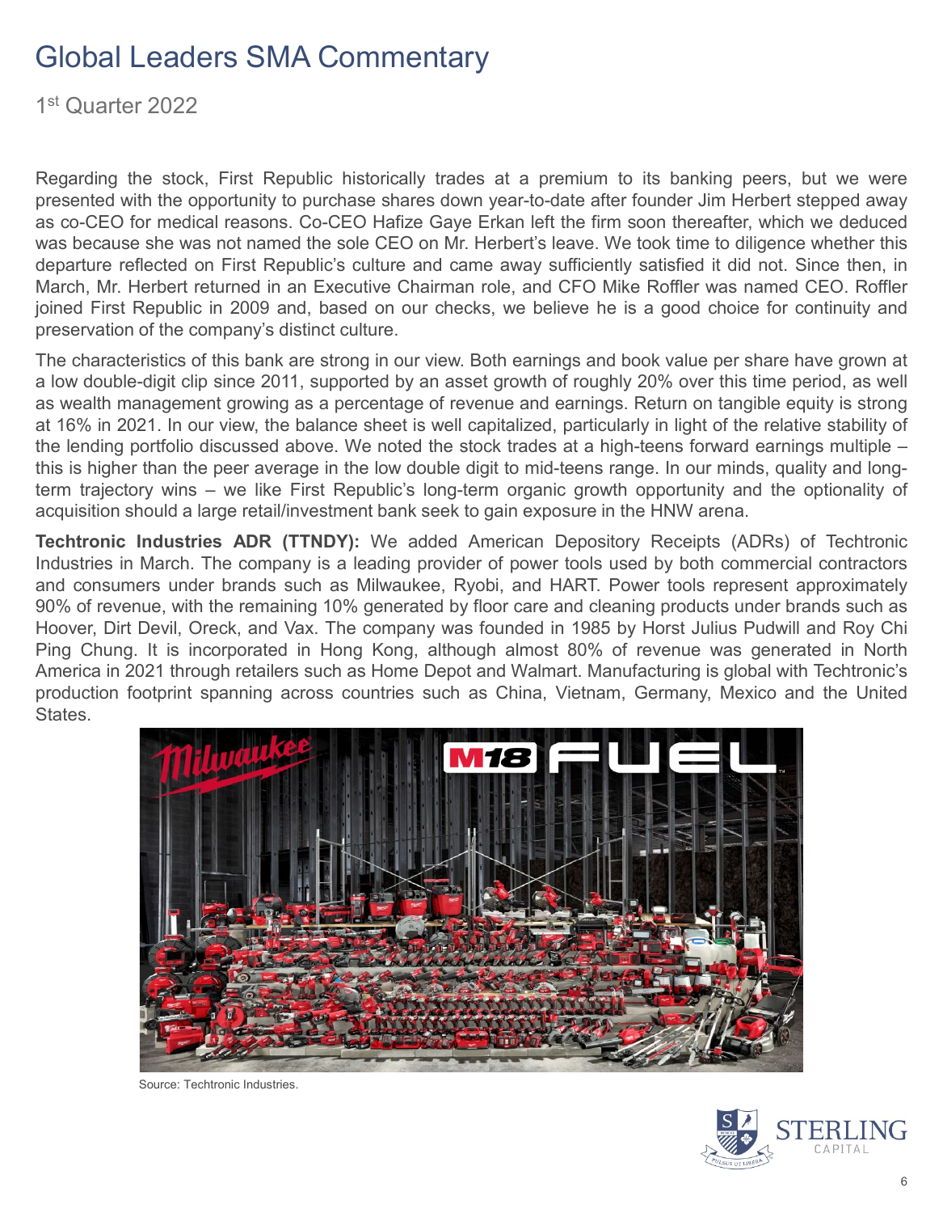Regarding the stock, First Republic historically trades at a premium to its banking peers, but we were presented with the opportunity to purchase shares down year-to-date after founder Jim Herbert stepped away as co-CEO for medical reasons. Co-CEO Hafize Gaye Erkan left the firm soon thereafter, which we deduced was because she was not named the sole CEO on Mr. Herbert's leave. We took time to diligence whether this departure reflected on First Republic's culture and came away sufficiently satisfied it did not. Since then, in March, Mr. Herbert returned in an Executive Chairman role, and CFO Mike Roffler was named CEO. Roffler joined First Republic in 2009 and, based on our checks, we believe he is a good choice for continuity and preservation of the company's distinct culture.

The characteristics of this bank are strong in our view. Both earnings and book value per share have grown at a low double-digit clip since 2011, supported by an asset growth of roughly 20% over this time period, as well as wealth management growing as a percentage of revenue and earnings. Return on tangible equity is strong at 16% in 2021. In our view, the balance sheet is well capitalized, particularly in light of the relative stability of the lending portfolio discussed above. We noted the stock trades at a high-teens forward earnings multiple – this is higher than the peer average in the low double digit to mid-teens range. In our minds, quality and long-term trajectory wins – we like First Republic's long-term organic growth opportunity and the optionality of acquisition should a large retail/investment bank seek to gain exposure in the HNW arena.

**Techtronic Industries ADR (TTNDY):** We added American Depository Receipts (ADRs) of Techtronic Industries in March. The company is a leading provider of power tools used by both commercial contractors and consumers under brands such as Milwaukee, Ryobi, and HART. Power tools represent approximately 90% of revenue, with the remaining 10% generated by floor care and cleaning products under brands such as Hoover, Dirt Devil, Oreck, and Vax. The company was founded in 1985 by Horst Julius Pudwill and Roy Chi Ping Chung. It is incorporated in Hong Kong, although almost 80% of revenue was generated in North America in 2021 through retailers such as Home Depot and Walmart. Manufacturing is global with Techtronic's production footprint spanning across countries such as China, Vietnam, Germany, Mexico and the United States.

Source: Techtronic Industries.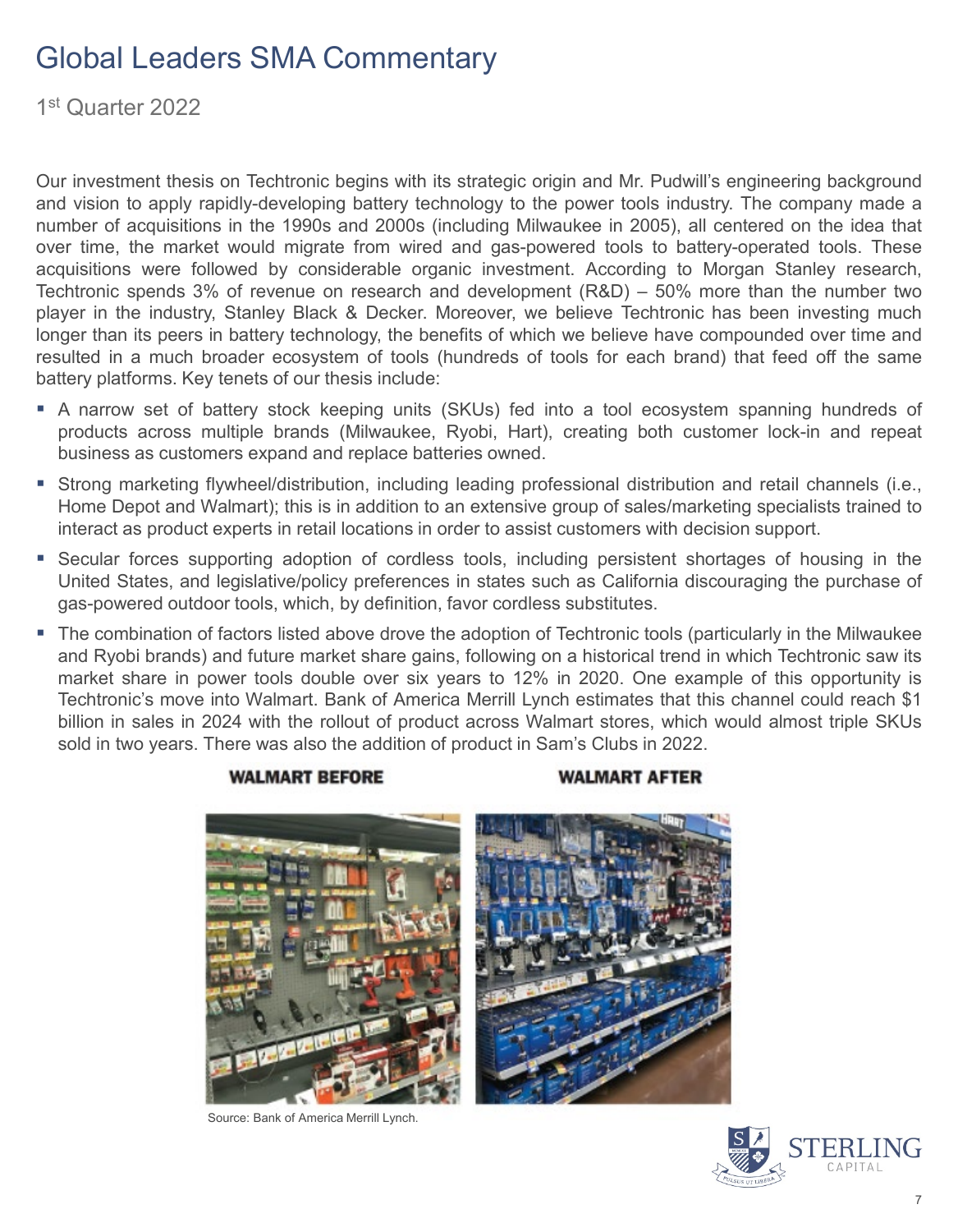# Global Leaders SMA Commentary

1st Quarter 2022

Our investment thesis on Techtronic begins with its strategic origin and Mr. Pudwill's engineering background and vision to apply rapidly-developing battery technology to the power tools industry. The company made a number of acquisitions in the 1990s and 2000s (including Milwaukee in 2005), all centered on the idea that over time, the market would migrate from wired and gas-powered tools to battery-operated tools. These acquisitions were followed by considerable organic investment. According to Morgan Stanley research, Techtronic spends 3% of revenue on research and development (R&D) – 50% more than the number two player in the industry, Stanley Black & Decker. Moreover, we believe Techtronic has been investing much longer than its peers in battery technology, the benefits of which we believe have compounded over time and resulted in a much broader ecosystem of tools (hundreds of tools for each brand) that feed off the same battery platforms. Key tenets of our thesis include:

- A narrow set of battery stock keeping units (SKUs) fed into a tool ecosystem spanning hundreds of products across multiple brands (Milwaukee, Ryobi, Hart), creating both customer lock-in and repeat business as customers expand and replace batteries owned.
- Strong marketing flywheel/distribution, including leading professional distribution and retail channels (i.e., Home Depot and Walmart); this is in addition to an extensive group of sales/marketing specialists trained to interact as product experts in retail locations in order to assist customers with decision support.
- Secular forces supporting adoption of cordless tools, including persistent shortages of housing in the United States, and legislative/policy preferences in states such as California discouraging the purchase of gas-powered outdoor tools, which, by definition, favor cordless substitutes.
- The combination of factors listed above drove the adoption of Techtronic tools (particularly in the Milwaukee and Ryobi brands) and future market share gains, following on a historical trend in which Techtronic saw its market share in power tools double over six years to 12% in 2020. One example of this opportunity is Techtronic's move into Walmart. Bank of America Merrill Lynch estimates that this channel could reach $1 billion in sales in 2024 with the rollout of product across Walmart stores, which would almost triple SKUs sold in two years. There was also the addition of product in Sam's Clubs in 2022.

**WALMART BEFORE** **WALMART AFTER**

Source: Bank of America Merrill Lynch.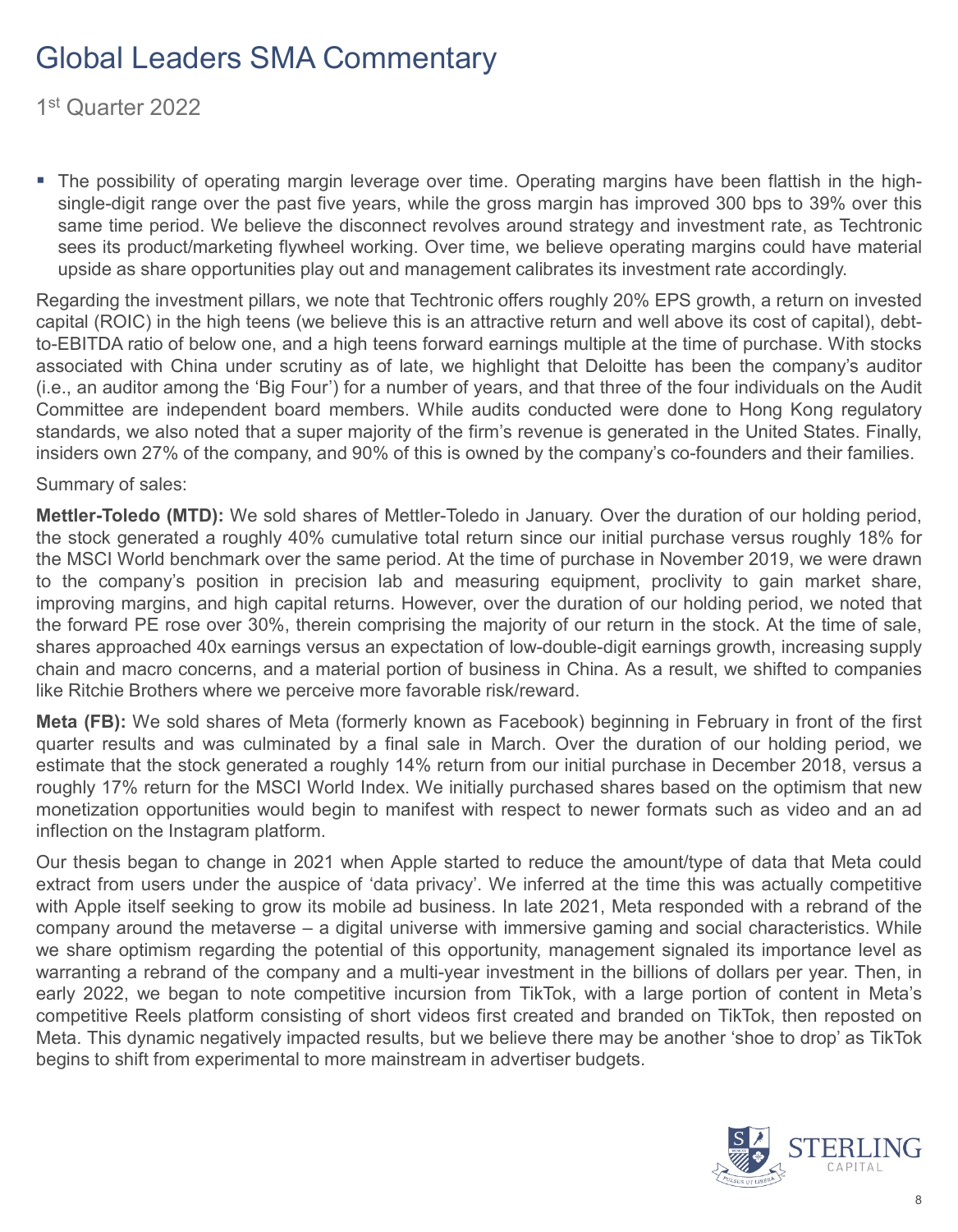# Global Leaders SMA Commentary

1st Quarter 2022

- The possibility of operating margin leverage over time. Operating margins have been flattish in the high-single-digit range over the past five years, while the gross margin has improved 300 bps to 39% over this same time period. We believe the disconnect revolves around strategy and investment rate, as Techtronic sees its product/marketing flywheel working. Over time, we believe operating margins could have material upside as share opportunities play out and management calibrates its investment rate accordingly.

Regarding the investment pillars, we note that Techtronic offers roughly 20% EPS growth, a return on invested capital (ROIC) in the high teens (we believe this is an attractive return and well above its cost of capital), debt-to-EBITDA ratio of below one, and a high teens forward earnings multiple at the time of purchase. With stocks associated with China under scrutiny as of late, we highlight that Deloitte has been the company's auditor (i.e., an auditor among the 'Big Four') for a number of years, and that three of the four individuals on the Audit Committee are independent board members. While audits conducted were done to Hong Kong regulatory standards, we also noted that a super majority of the firm's revenue is generated in the United States. Finally, insiders own 27% of the company, and 90% of this is owned by the company's co-founders and their families.

Summary of sales:

**Mettler-Toledo (MTD):** We sold shares of Mettler-Toledo in January. Over the duration of our holding period, the stock generated a roughly 40% cumulative total return since our initial purchase versus roughly 18% for the MSCI World benchmark over the same period. At the time of purchase in November 2019, we were drawn to the company's position in precision lab and measuring equipment, proclivity to gain market share, improving margins, and high capital returns. However, over the duration of our holding period, we noted that the forward PE rose over 30%, therein comprising the majority of our return in the stock. At the time of sale, shares approached 40x earnings versus an expectation of low-double-digit earnings growth, increasing supply chain and macro concerns, and a material portion of business in China. As a result, we shifted to companies like Ritchie Brothers where we perceive more favorable risk/reward.

**Meta (FB):** We sold shares of Meta (formerly known as Facebook) beginning in February in front of the first quarter results and was culminated by a final sale in March. Over the duration of our holding period, we estimate that the stock generated a roughly 14% return from our initial purchase in December 2018, versus a roughly 17% return for the MSCI World Index. We initially purchased shares based on the optimism that new monetization opportunities would begin to manifest with respect to newer formats such as video and an ad inflection on the Instagram platform.

Our thesis began to change in 2021 when Apple started to reduce the amount/type of data that Meta could extract from users under the auspice of 'data privacy'. We inferred at the time this was actually competitive with Apple itself seeking to grow its mobile ad business. In late 2021, Meta responded with a rebrand of the company around the metaverse – a digital universe with immersive gaming and social characteristics. While we share optimism regarding the potential of this opportunity, management signaled its importance level as warranting a rebrand of the company and a multi-year investment in the billions of dollars per year. Then, in early 2022, we began to note competitive incursion from TikTok, with a large portion of content in Meta's competitive Reels platform consisting of short videos first created and branded on TikTok, then reposted on Meta. This dynamic negatively impacted results, but we believe there may be another 'shoe to drop' as TikTok begins to shift from experimental to more mainstream in advertiser budgets.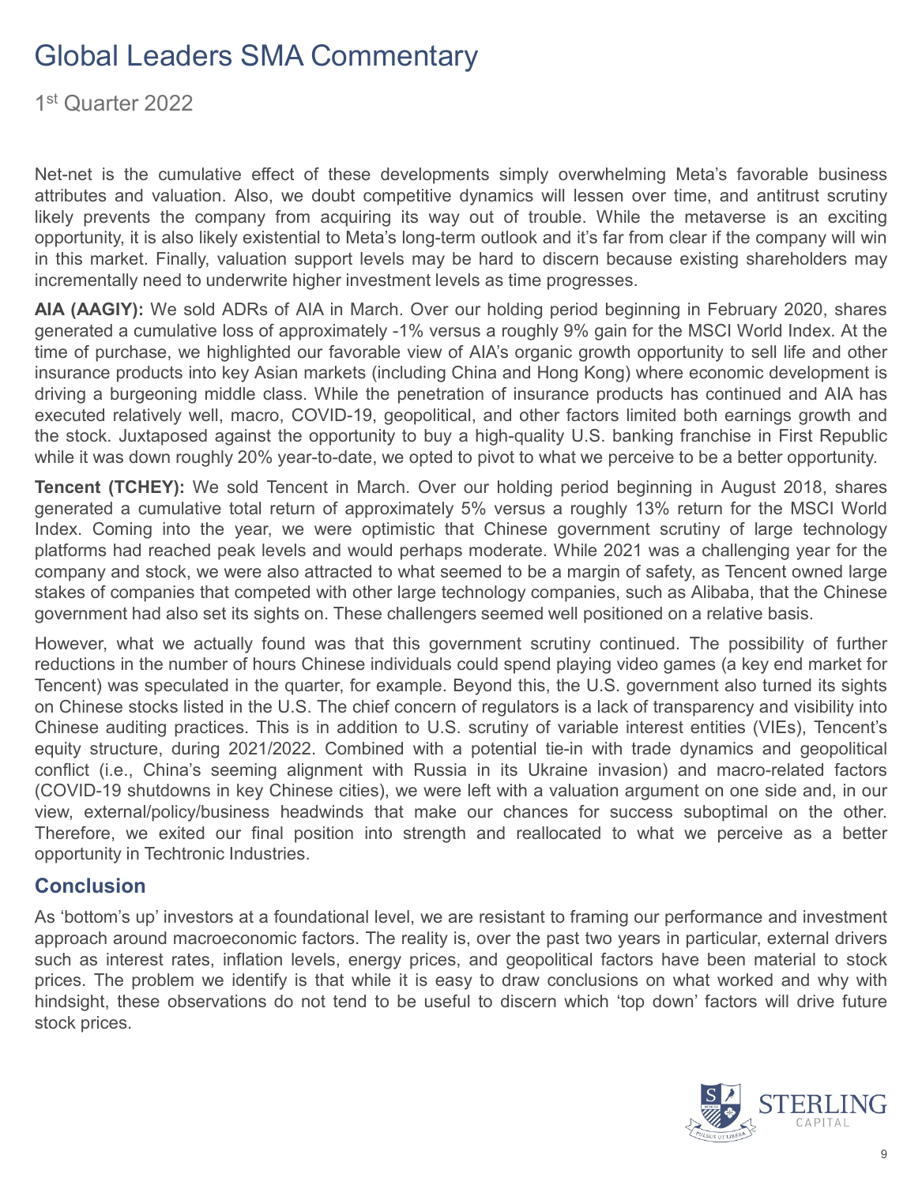Net-net is the cumulative effect of these developments simply overwhelming Meta's favorable business attributes and valuation. Also, we doubt competitive dynamics will lessen over time, and antitrust scrutiny likely prevents the company from acquiring its way out of trouble. While the metaverse is an exciting opportunity, it is also likely existential to Meta's long-term outlook and it's far from clear if the company will win in this market. Finally, valuation support levels may be hard to discern because existing shareholders may incrementally need to underwrite higher investment levels as time progresses.

**AIA (AAGIY):** We sold ADRs of AIA in March. Over our holding period beginning in February 2020, shares generated a cumulative loss of approximately -1% versus a roughly 9% gain for the MSCI World Index. At the time of purchase, we highlighted our favorable view of AIA's organic growth opportunity to sell life and other insurance products into key Asian markets (including China and Hong Kong) where economic development is driving a burgeoning middle class. While the penetration of insurance products has continued and AIA has executed relatively well, macro, COVID-19, geopolitical, and other factors limited both earnings growth and the stock. Juxtaposed against the opportunity to buy a high-quality U.S. banking franchise in First Republic while it was down roughly 20% year-to-date, we opted to pivot to what we perceive to be a better opportunity.

**Tencent (TCHEY):** We sold Tencent in March. Over our holding period beginning in August 2018, shares generated a cumulative total return of approximately 5% versus a roughly 13% return for the MSCI World Index. Coming into the year, we were optimistic that Chinese government scrutiny of large technology platforms had reached peak levels and would perhaps moderate. While 2021 was a challenging year for the company and stock, we were also attracted to what seemed to be a margin of safety, as Tencent owned large stakes of companies that competed with other large technology companies, such as Alibaba, that the Chinese government had also set its sights on. These challengers seemed well positioned on a relative basis.

However, what we actually found was that this government scrutiny continued. The possibility of further reductions in the number of hours Chinese individuals could spend playing video games (a key end market for Tencent) was speculated in the quarter, for example. Beyond this, the U.S. government also turned its sights on Chinese stocks listed in the U.S. The chief concern of regulators is a lack of transparency and visibility into Chinese auditing practices. This is in addition to U.S. scrutiny of variable interest entities (VIEs), Tencent's equity structure, during 2021/2022. Combined with a potential tie-in with trade dynamics and geopolitical conflict (i.e., China's seeming alignment with Russia in its Ukraine invasion) and macro-related factors (COVID-19 shutdowns in key Chinese cities), we were left with a valuation argument on one side and, in our view, external/policy/business headwinds that make our chances for success suboptimal on the other. Therefore, we exited our final position into strength and reallocated to what we perceive as a better opportunity in Techtronic Industries.

## Conclusion

As 'bottom's up' investors at a foundational level, we are resistant to framing our performance and investment approach around macroeconomic factors. The reality is, over the past two years in particular, external drivers such as interest rates, inflation levels, energy prices, and geopolitical factors have been material to stock prices. The problem we identify is that while it is easy to draw conclusions on what worked and why with hindsight, these observations do not tend to be useful to discern which 'top down' factors will drive future stock prices.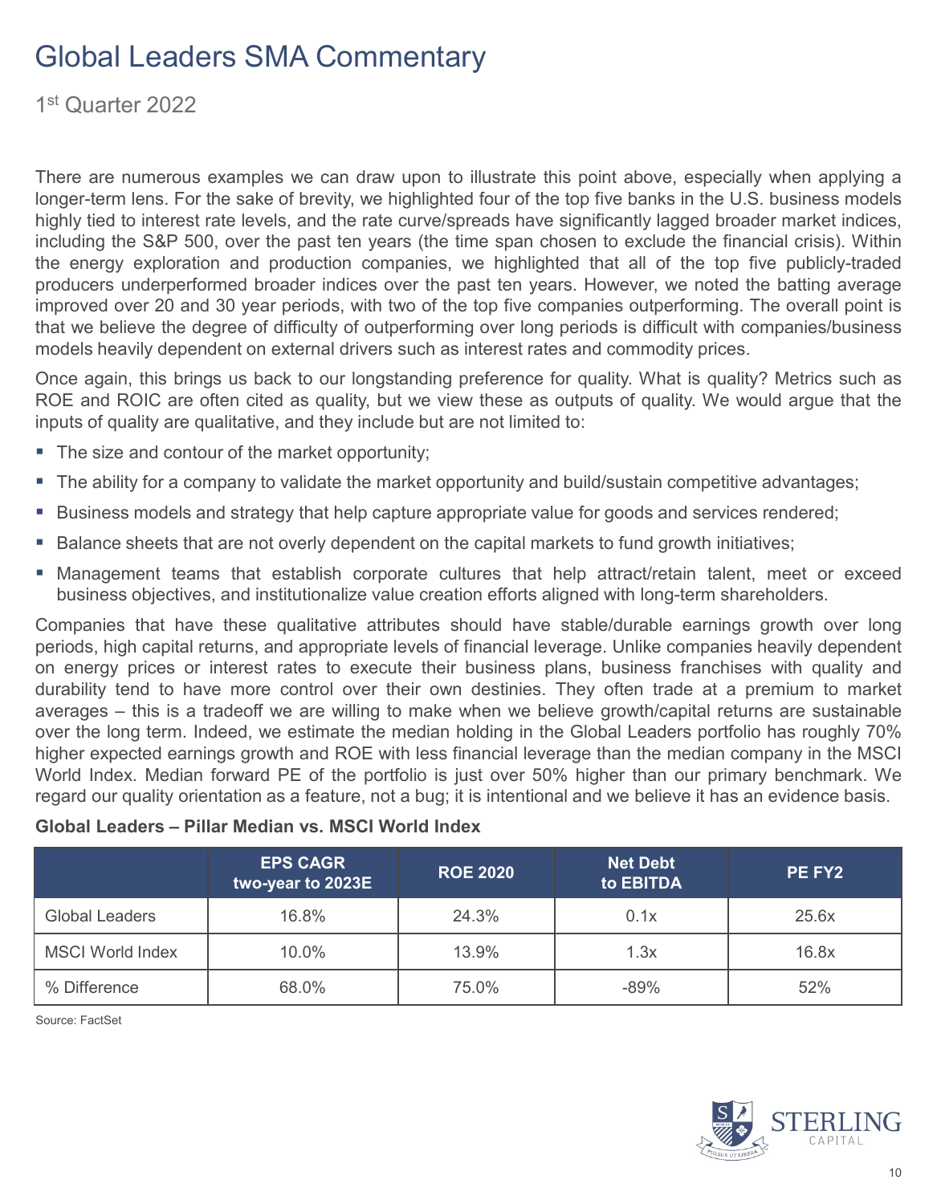# Global Leaders SMA Commentary

1st Quarter 2022

There are numerous examples we can draw upon to illustrate this point above, especially when applying a longer-term lens. For the sake of brevity, we highlighted four of the top five banks in the U.S. business models highly tied to interest rate levels, and the rate curve/spreads have significantly lagged broader market indices, including the S&P 500, over the past ten years (the time span chosen to exclude the financial crisis). Within the energy exploration and production companies, we highlighted that all of the top five publicly-traded producers underperformed broader indices over the past ten years. However, we noted the batting average improved over 20 and 30 year periods, with two of the top five companies outperforming. The overall point is that we believe the degree of difficulty of outperforming over long periods is difficult with companies/business models heavily dependent on external drivers such as interest rates and commodity prices.

Once again, this brings us back to our longstanding preference for quality. What is quality? Metrics such as ROE and ROIC are often cited as quality, but we view these as outputs of quality. We would argue that the inputs of quality are qualitative, and they include but are not limited to:

- The size and contour of the market opportunity;
- The ability for a company to validate the market opportunity and build/sustain competitive advantages;
- Business models and strategy that help capture appropriate value for goods and services rendered;
- Balance sheets that are not overly dependent on the capital markets to fund growth initiatives;
- Management teams that establish corporate cultures that help attract/retain talent, meet or exceed business objectives, and institutionalize value creation efforts aligned with long-term shareholders.

Companies that have these qualitative attributes should have stable/durable earnings growth over long periods, high capital returns, and appropriate levels of financial leverage. Unlike companies heavily dependent on energy prices or interest rates to execute their business plans, business franchises with quality and durability tend to have more control over their own destinies. They often trade at a premium to market averages – this is a tradeoff we are willing to make when we believe growth/capital returns are sustainable over the long term. Indeed, we estimate the median holding in the Global Leaders portfolio has roughly 70% higher expected earnings growth and ROE with less financial leverage than the median company in the MSCI World Index. Median forward PE of the portfolio is just over 50% higher than our primary benchmark. We regard our quality orientation as a feature, not a bug; it is intentional and we believe it has an evidence basis.

**Global Leaders – Pillar Median vs. MSCI World Index**

| | EPS CAGR two-year to 2023E | ROE 2020 | Net Debt to EBITDA | PE FY2 |
|---|---|---|---|---|
| Global Leaders | 16.8% | 24.3% | 0.1x | 25.6x |
| MSCI World Index | 10.0% | 13.9% | 1.3x | 16.8x |
| % Difference | 68.0% | 75.0% | -89% | 52% |

Source: FactSet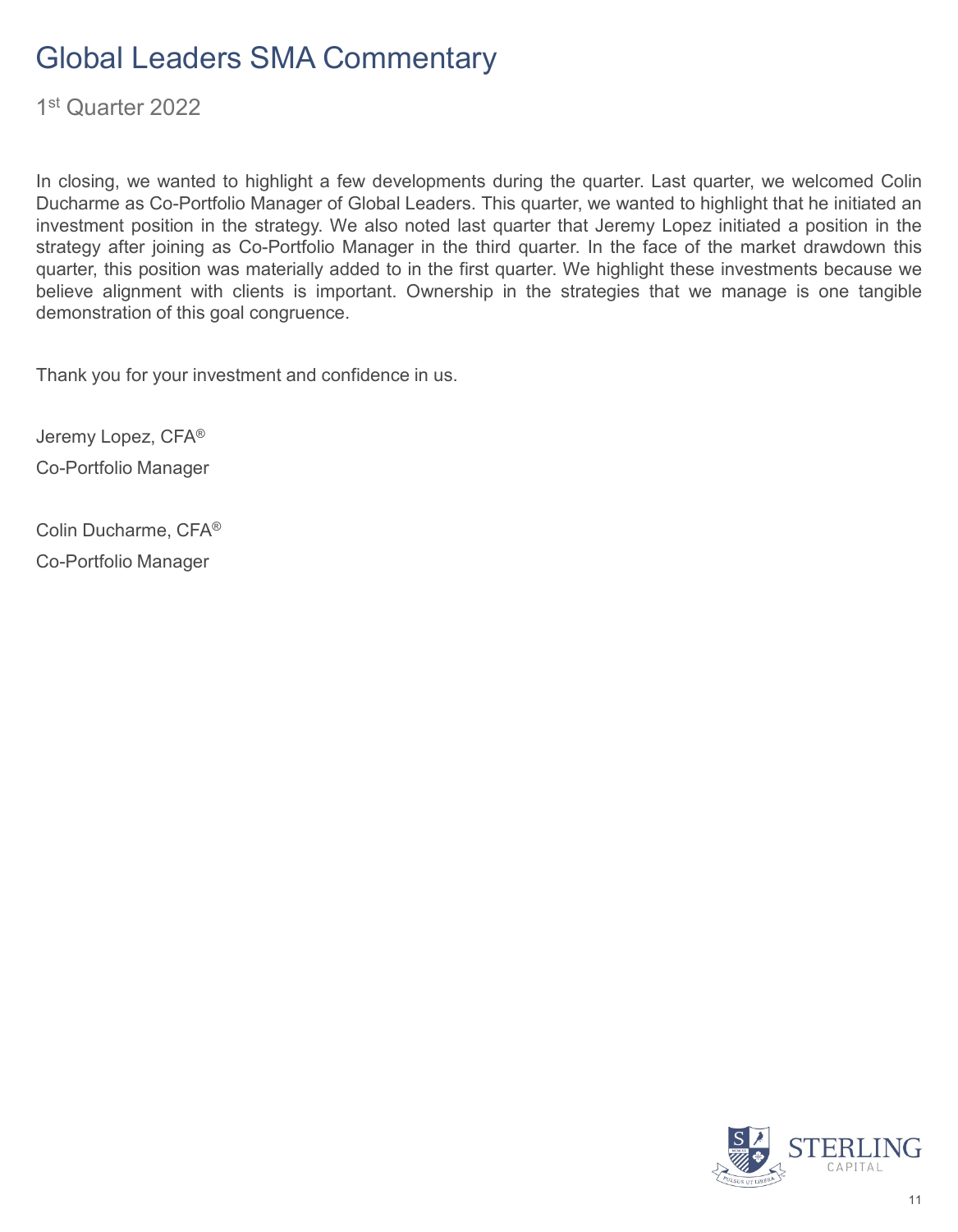# Global Leaders SMA Commentary

1st Quarter 2022

In closing, we wanted to highlight a few developments during the quarter. Last quarter, we welcomed Colin Ducharme as Co-Portfolio Manager of Global Leaders. This quarter, we wanted to highlight that he initiated an investment position in the strategy. We also noted last quarter that Jeremy Lopez initiated a position in the strategy after joining as Co-Portfolio Manager in the third quarter. In the face of the market drawdown this quarter, this position was materially added to in the first quarter. We highlight these investments because we believe alignment with clients is important. Ownership in the strategies that we manage is one tangible demonstration of this goal congruence.

Thank you for your investment and confidence in us.

Jeremy Lopez, CFA®

Co-Portfolio Manager

Colin Ducharme, CFA®

Co-Portfolio Manager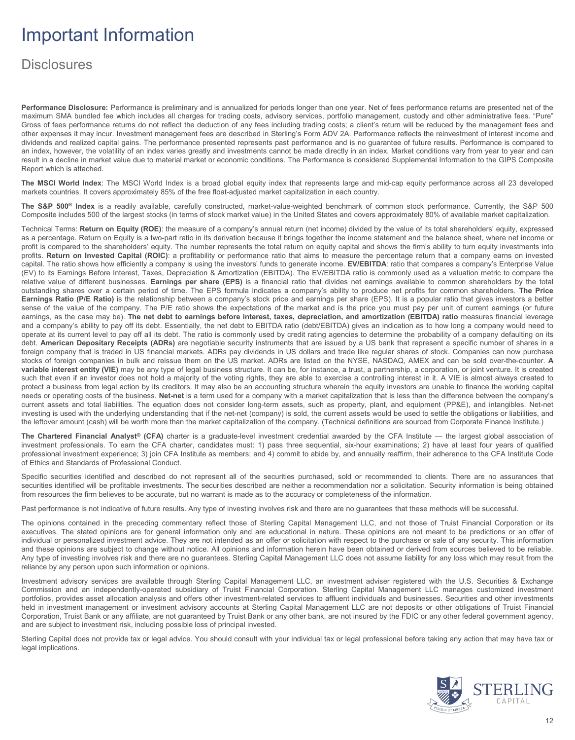# Important Information

## Disclosures

**Performance Disclosure:** Performance is preliminary and is annualized for periods longer than one year. Net of fees performance returns are presented net of the maximum SMA bundled fee which includes all charges for trading costs, advisory services, portfolio management, custody and other administrative fees. "Pure" Gross of fees performance returns do not reflect the deduction of any fees including trading costs; a client's return will be reduced by the management fees and other expenses it may incur. Investment management fees are described in Sterling's Form ADV 2A. Performance reflects the reinvestment of interest income and dividends and realized capital gains. The performance presented represents past performance and is no guarantee of future results. Performance is compared to an index, however, the volatility of an index varies greatly and investments cannot be made directly in an index. Market conditions vary from year to year and can result in a decline in market value due to material market or economic conditions. The Performance is considered Supplemental Information to the GIPS Composite Report which is attached.

**The MSCI World Index**: The MSCI World Index is a broad global equity index that represents large and mid-cap equity performance across all 23 developed markets countries. It covers approximately 85% of the free float-adjusted market capitalization in each country.

**The S&P 500® Index** is a readily available, carefully constructed, market-value-weighted benchmark of common stock performance. Currently, the S&P 500 Composite includes 500 of the largest stocks (in terms of stock market value) in the United States and covers approximately 80% of available market capitalization.

Technical Terms: **Return on Equity (ROE)**: the measure of a company's annual return (net income) divided by the value of its total shareholders' equity, expressed as a percentage. Return on Equity is a two-part ratio in its derivation because it brings together the income statement and the balance sheet, where net income or profit is compared to the shareholders' equity. The number represents the total return on equity capital and shows the firm's ability to turn equity investments into profits. **Return on Invested Capital (ROIC)**: a profitability or performance ratio that aims to measure the percentage return that a company earns on invested capital. The ratio shows how efficiently a company is using the investors' funds to generate income. **EV/EBITDA**: ratio that compares a company's Enterprise Value (EV) to its Earnings Before Interest, Taxes, Depreciation & Amortization (EBITDA). The EV/EBITDA ratio is commonly used as a valuation metric to compare the relative value of different businesses. **Earnings per share (EPS)** is a financial ratio that divides net earnings available to common shareholders by the total outstanding shares over a certain period of time. The EPS formula indicates a company's ability to produce net profits for common shareholders. **The Price Earnings Ratio (P/E Ratio)** is the relationship between a company's stock price and earnings per share (EPS). It is a popular ratio that gives investors a better sense of the value of the company. The P/E ratio shows the expectations of the market and is the price you must pay per unit of current earnings (or future earnings, as the case may be). **The net debt to earnings before interest, taxes, depreciation, and amortization (EBITDA) ratio** measures financial leverage and a company's ability to pay off its debt. Essentially, the net debt to EBITDA ratio (debt/EBITDA) gives an indication as to how long a company would need to operate at its current level to pay off all its debt. The ratio is commonly used by credit rating agencies to determine the probability of a company defaulting on its debt. **American Depositary Receipts (ADRs)** are negotiable security instruments that are issued by a US bank that represent a specific number of shares in a foreign company that is traded in US financial markets. ADRs pay dividends in US dollars and trade like regular shares of stock. Companies can now purchase stocks of foreign companies in bulk and reissue them on the US market. ADRs are listed on the NYSE, NASDAQ, AMEX and can be sold over-the-counter. **A variable interest entity (VIE)** may be any type of legal business structure. It can be, for instance, a trust, a partnership, a corporation, or joint venture. It is created such that even if an investor does not hold a majority of the voting rights, they are able to exercise a controlling interest in it. A VIE is almost always created to protect a business from legal action by its creditors. It may also be an accounting structure wherein the equity investors are unable to finance the working capital needs or operating costs of the business. **Net-net** is a term used for a company with a market capitalization that is less than the difference between the company's current assets and total liabilities. The equation does not consider long-term assets, such as property, plant, and equipment (PP&E), and intangibles. Net-net investing is used with the underlying understanding that if the net-net (company) is sold, the current assets would be used to settle the obligations or liabilities, and the leftover amount (cash) will be worth more than the market capitalization of the company. (Technical definitions are sourced from Corporate Finance Institute.)

**The Chartered Financial Analyst® (CFA)** charter is a graduate-level investment credential awarded by the CFA Institute — the largest global association of investment professionals. To earn the CFA charter, candidates must: 1) pass three sequential, six-hour examinations; 2) have at least four years of qualified professional investment experience; 3) join CFA Institute as members; and 4) commit to abide by, and annually reaffirm, their adherence to the CFA Institute Code of Ethics and Standards of Professional Conduct.

Specific securities identified and described do not represent all of the securities purchased, sold or recommended to clients. There are no assurances that securities identified will be profitable investments. The securities described are neither a recommendation nor a solicitation. Security information is being obtained from resources the firm believes to be accurate, but no warrant is made as to the accuracy or completeness of the information.

Past performance is not indicative of future results. Any type of investing involves risk and there are no guarantees that these methods will be successful.

The opinions contained in the preceding commentary reflect those of Sterling Capital Management LLC, and not those of Truist Financial Corporation or its executives. The stated opinions are for general information only and are educational in nature. These opinions are not meant to be predictions or an offer of individual or personalized investment advice. They are not intended as an offer or solicitation with respect to the purchase or sale of any security. This information and these opinions are subject to change without notice. All opinions and information herein have been obtained or derived from sources believed to be reliable. Any type of investing involves risk and there are no guarantees. Sterling Capital Management LLC does not assume liability for any loss which may result from the reliance by any person upon such information or opinions.

Investment advisory services are available through Sterling Capital Management LLC, an investment adviser registered with the U.S. Securities & Exchange Commission and an independently-operated subsidiary of Truist Financial Corporation. Sterling Capital Management LLC manages customized investment portfolios, provides asset allocation analysis and offers other investment-related services to affluent individuals and businesses. Securities and other investments held in investment management or investment advisory accounts at Sterling Capital Management LLC are not deposits or other obligations of Truist Financial Corporation, Truist Bank or any affiliate, are not guaranteed by Truist Bank or any other bank, are not insured by the FDIC or any other federal government agency, and are subject to investment risk, including possible loss of principal invested.

Sterling Capital does not provide tax or legal advice. You should consult with your individual tax or legal professional before taking any action that may have tax or legal implications.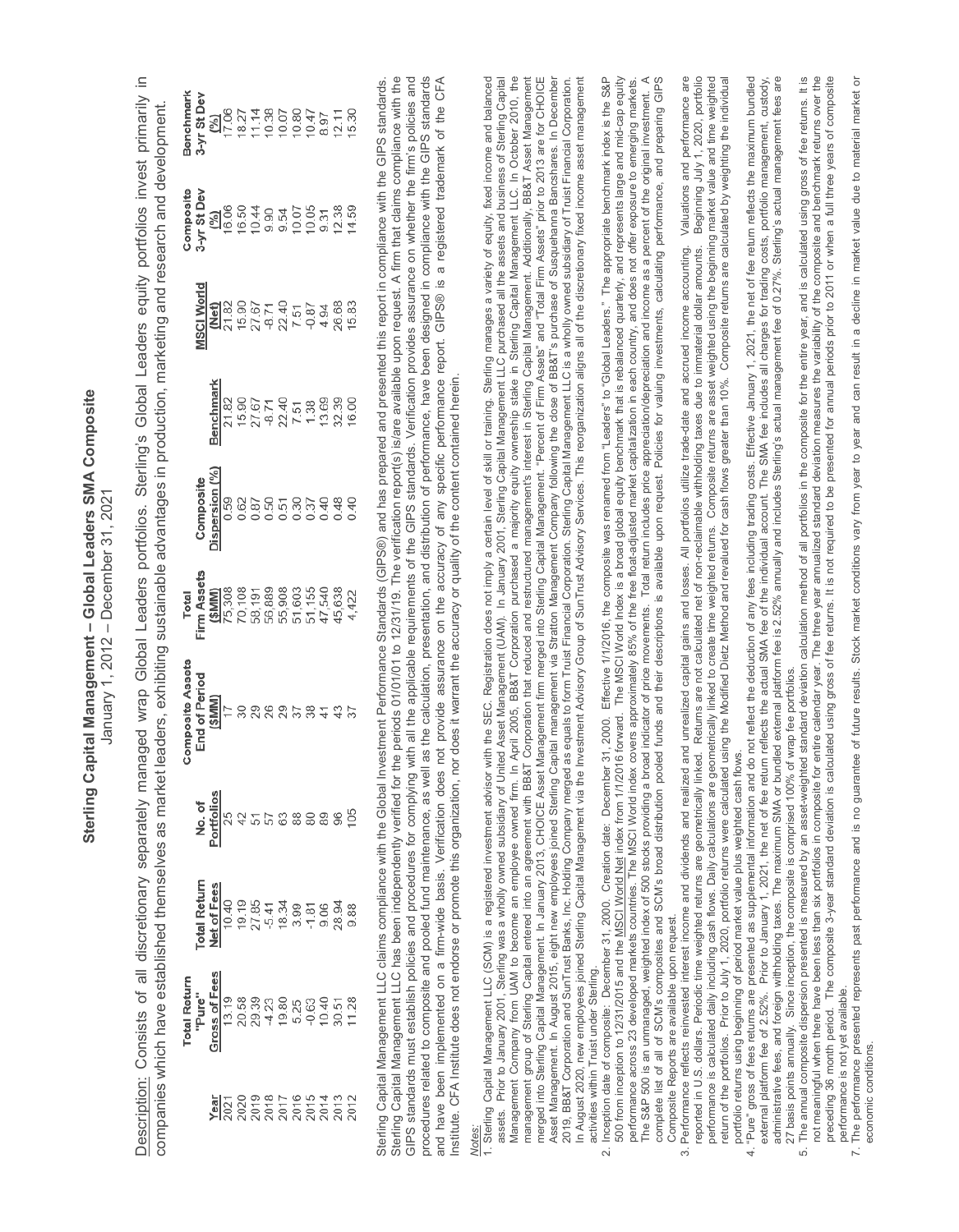# Sterling Capital Management – Global Leaders SMA Composite

January 1, 2012 – December 31, 2021

Description: Consists of all discretionary separately managed wrap Global Leaders portfolios. Sterling's Global Leaders equity portfolios invest primarily in companies which have established themselves as market leaders, exhibiting sustainable advantages in production, marketing and research and development.

| Year | Total Return "Pure" Gross of Fees | Total Return Net of Fees | No. of Portfolios | Composite Assets End of Period ($MM) | Total Firm Assets ($MM) | Composite Dispersion (%) | Benchmark | MSCI World (Net) | Composite 3-yr St Dev (%) | Benchmark 3-yr St Dev (%) |
|---|---|---|---|---|---|---|---|---|---|---|
| 2021 | 13.19 | 10.40 | 25 | 17 | 75,308 | 0.59 | 21.82 | 21.82 | 16.06 | 17.06 |
| 2020 | 20.58 | 19.19 | 42 | 30 | 70,108 | 0.62 | 15.90 | 15.90 | 16.50 | 18.27 |
| 2019 | 29.39 | 27.85 | 51 | 29 | 58,191 | 0.87 | 27.67 | 27.67 | 10.44 | 11.14 |
| 2018 | -4.23 | -5.41 | 57 | 26 | 56,889 | 0.50 | -8.71 | -8.71 | 9.90 | 10.38 |
| 2017 | 19.80 | 18.34 | 63 | 29 | 55,908 | 0.51 | 22.40 | 22.40 | 9.54 | 10.07 |
| 2016 | 5.25 | 3.99 | 88 | 37 | 51,603 | 0.30 | 7.51 | 7.51 | 10.07 | 10.80 |
| 2015 | -0.63 | -1.81 | 80 | 38 | 51,155 | 0.37 | 1.38 | -0.87 | 10.05 | 10.47 |
| 2014 | 10.40 | 9.06 | 89 | 41 | 47,540 | 0.40 | 13.69 | 4.94 | 9.31 | 8.97 |
| 2013 | 30.51 | 28.94 | 96 | 43 | 45,638 | 0.48 | 32.39 | 26.68 | 12.38 | 12.11 |
| 2012 | 11.28 | 9.88 | 105 | 37 | 4,422 | 0.40 | 16.00 | 15.83 | 14.59 | 15.30 |

Sterling Capital Management LLC claims compliance with the Global Investment Performance Standards (GIPS®) and has prepared and presented this report in compliance with the GIPS standards. Sterling Capital Management LLC has been independently verified for the periods 01/01/01 to 12/31/19. The verification report(s) is/are available upon request. A firm that claims compliance with the GIPS standards must establish policies and procedures for complying with all the applicable requirements of the GIPS standards. Verification provides assurance on whether the firm's policies and procedures related to composite and pooled fund maintenance, as well as the calculation, presentation, and distribution of performance, have been designed in compliance with the GIPS standards and have been implemented on a firm-wide basis. Verification does not provide assurance on the accuracy of any specific performance report. GIPS® is a registered trademark of the CFA Institute. CFA Institute does not endorse or promote this organization, nor does it warrant the accuracy or quality of the content contained herein.

Notes:

1. Sterling Capital Management LLC (SCM) is a registered investment advisor with the SEC. Registration does not imply a certain level of skill or training. Sterling manages a variety of equity, fixed income and balanced assets. Prior to January 2001, Sterling was a wholly owned subsidiary of United Asset Management (UAM). In January 2001, Sterling Capital Management LLC purchased all the assets and business of Sterling Capital Management Company from UAM to become an employee owned firm. In April 2005, BB&T Corporation purchased a majority equity ownership stake in Sterling Capital Management LLC. In October 2010, the management group of Sterling Capital entered into an agreement with BB&T Corporation that reduced and restructured management's interest in Sterling Capital Management. Additionally, BB&T Asset Management merged into Sterling Capital Management. In January 2013, CHOICE Asset Management firm merged into Sterling Capital Management. "Percent of Firm Assets" and "Total Firm Assets" prior to 2013 are for CHOICE Asset Management. In August 2015, eight new employees joined Sterling Capital management via Stratton Management Company following the close of BB&T's purchase of Susquehanna Bancshares. In December 2019, BB&T Corporation and SunTrust Banks, Inc. Holding Company merged as equals to form Truist Financial Corporation. Sterling Capital Management LLC is a wholly owned subsidiary of Truist Financial Corporation. In August 2020, new employees joined Sterling Capital Management via the Investment Advisory Group of SunTrust Advisory Services. This reorganization aligns all of the discretionary fixed income asset management activities within Truist under Sterling.
2. Inception date of composite: December 31, 2000. Creation date: December 31, 2000. Effective 1/1/2016, the composite was renamed from "Leaders" to "Global Leaders." The appropriate benchmark index is the S&P 500 from inception to 12/31/2015 and the MSCI World Net index from 1/1/2016 forward. The MSCI World Index is a broad global equity benchmark that is rebalanced quarterly, and represents large and mid-cap equity performance across 23 developed markets countries. The MSCI World index covers approximately 85% of the free float-adjusted market capitalization in each country, and does not offer exposure to emerging markets. The S&P 500 is an unmanaged, weighted index of 500 stocks providing a broad indicator of price movements. Total return includes price appreciation/depreciation and income as a percent of the original investment. A complete list of all of SCM's composites and SCM's broad distribution pooled funds and their descriptions is available upon request. Policies for valuing investments, calculating performance, and preparing GIPS Composite Reports are available upon request.
3. Performance reflects reinvested interest income and dividends and realized and unrealized capital gains and losses. All portfolios utilize trade-date and accrued income accounting. Valuations and performance are reported in U.S. dollars. Periodic time weighted returns are geometrically linked. Returns are not calculated net of non-reclaimable withholding taxes due to immaterial dollar amounts. Beginning July 1, 2020, portfolio performance is calculated daily including cash flows. Daily calculations are geometrically linked to create time weighted returns. Composite returns are asset weighted using the beginning market value and time weighted return of the portfolios. Prior to July 1, 2020, portfolio returns were calculated using the Modified Dietz Method and revalued for cash flows greater than 10%. Composite returns are calculated by weighting the individual portfolio returns using beginning of period market value plus weighted cash flows.
4. "Pure" gross of fees returns are presented as supplemental information and do not reflect the deduction of any fees including trading costs. Effective January 1, 2021, the net of fee return reflects the maximum bundled external platform fee of 2.52%. Prior to January 1, 2021, the net of fee return reflects the actual SMA fee of the individual account. The SMA fee includes all charges for trading costs, portfolio management, custody, administrative fees, and foreign withholding taxes. The maximum SMA or bundled external platform fee is 2.52% annually and includes Sterling's actual management fee of 0.27%. Sterling's actual management fees are 27 basis points annually. Since inception, the composite is comprised 100% of wrap fee portfolios.
5. The annual composite dispersion presented is measured by an asset-weighted standard deviation calculation method of all portfolios in the composite for the entire year, and is calculated using gross of fee returns. It is not meaningful when there have been less than six portfolios in composite for entire calendar year. The three year annualized standard deviation measures the variability of the composite and benchmark returns over the preceding 36 month period. The composite 3-year standard deviation is calculated using gross of fee returns. It is not required to be presented for annual periods prior to 2011 or when a full three years of composite performance is not yet available.
7. The performance presented represents past performance and is no guarantee of future results. Stock market conditions vary from year to year and can result in a decline in market value due to material market or economic conditions.